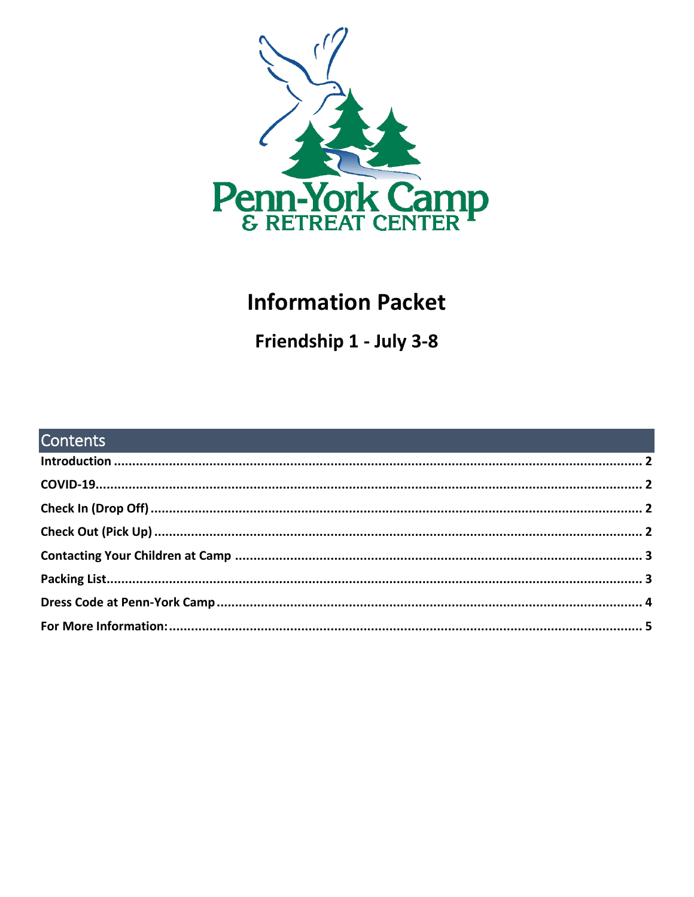# Information Packet

## Friendship 1 - July 3-8

## Contents

**Introduction** ............................................................ **2**

**COVID-19**............................................................ **2**

**Check In (Drop Off)** ............................................................ **2**

**Check Out (Pick Up)** ............................................................ **2**

**Contacting Your Children at Camp** ............................................................ **3**

**Packing List**............................................................ **3**

**Dress Code at Penn-York Camp**............................................................ **4**

**For More Information:**............................................................ **5**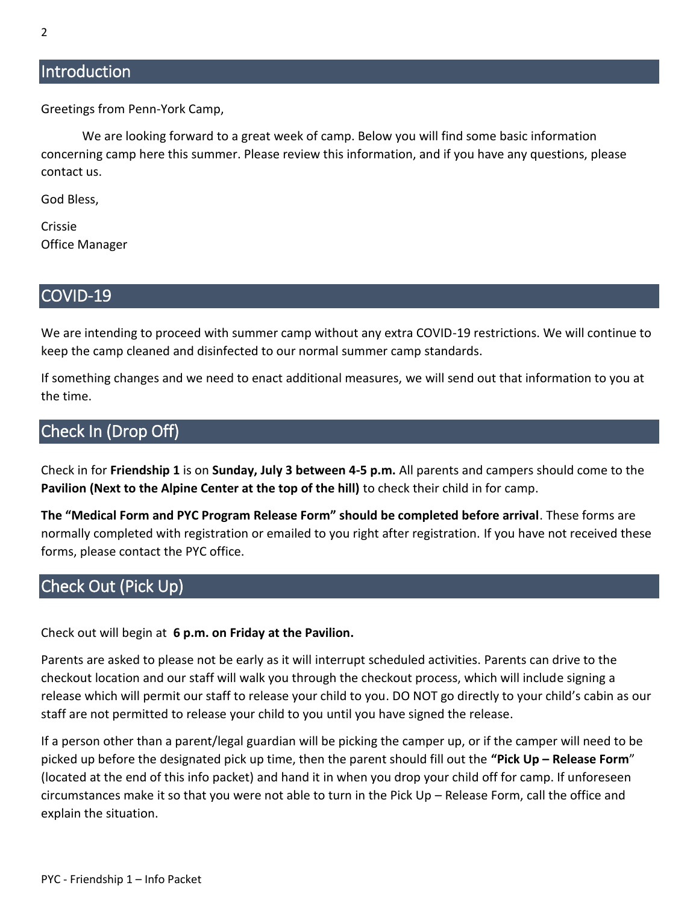## Introduction

Greetings from Penn-York Camp,

We are looking forward to a great week of camp. Below you will find some basic information concerning camp here this summer. Please review this information, and if you have any questions, please contact us.

God Bless,

Crissie
Office Manager

## COVID-19

We are intending to proceed with summer camp without any extra COVID-19 restrictions. We will continue to keep the camp cleaned and disinfected to our normal summer camp standards.

If something changes and we need to enact additional measures, we will send out that information to you at the time.

## Check In (Drop Off)

Check in for **Friendship 1** is on **Sunday, July 3 between 4-5 p.m.** All parents and campers should come to the **Pavilion (Next to the Alpine Center at the top of the hill)** to check their child in for camp.

**The "Medical Form and PYC Program Release Form" should be completed before arrival**. These forms are normally completed with registration or emailed to you right after registration. If you have not received these forms, please contact the PYC office.

## Check Out (Pick Up)

Check out will begin at **6 p.m. on Friday at the Pavilion.**

Parents are asked to please not be early as it will interrupt scheduled activities. Parents can drive to the checkout location and our staff will walk you through the checkout process, which will include signing a release which will permit our staff to release your child to you. DO NOT go directly to your child's cabin as our staff are not permitted to release your child to you until you have signed the release.

If a person other than a parent/legal guardian will be picking the camper up, or if the camper will need to be picked up before the designated pick up time, then the parent should fill out the **"Pick Up – Release Form"** (located at the end of this info packet) and hand it in when you drop your child off for camp. If unforeseen circumstances make it so that you were not able to turn in the Pick Up – Release Form, call the office and explain the situation.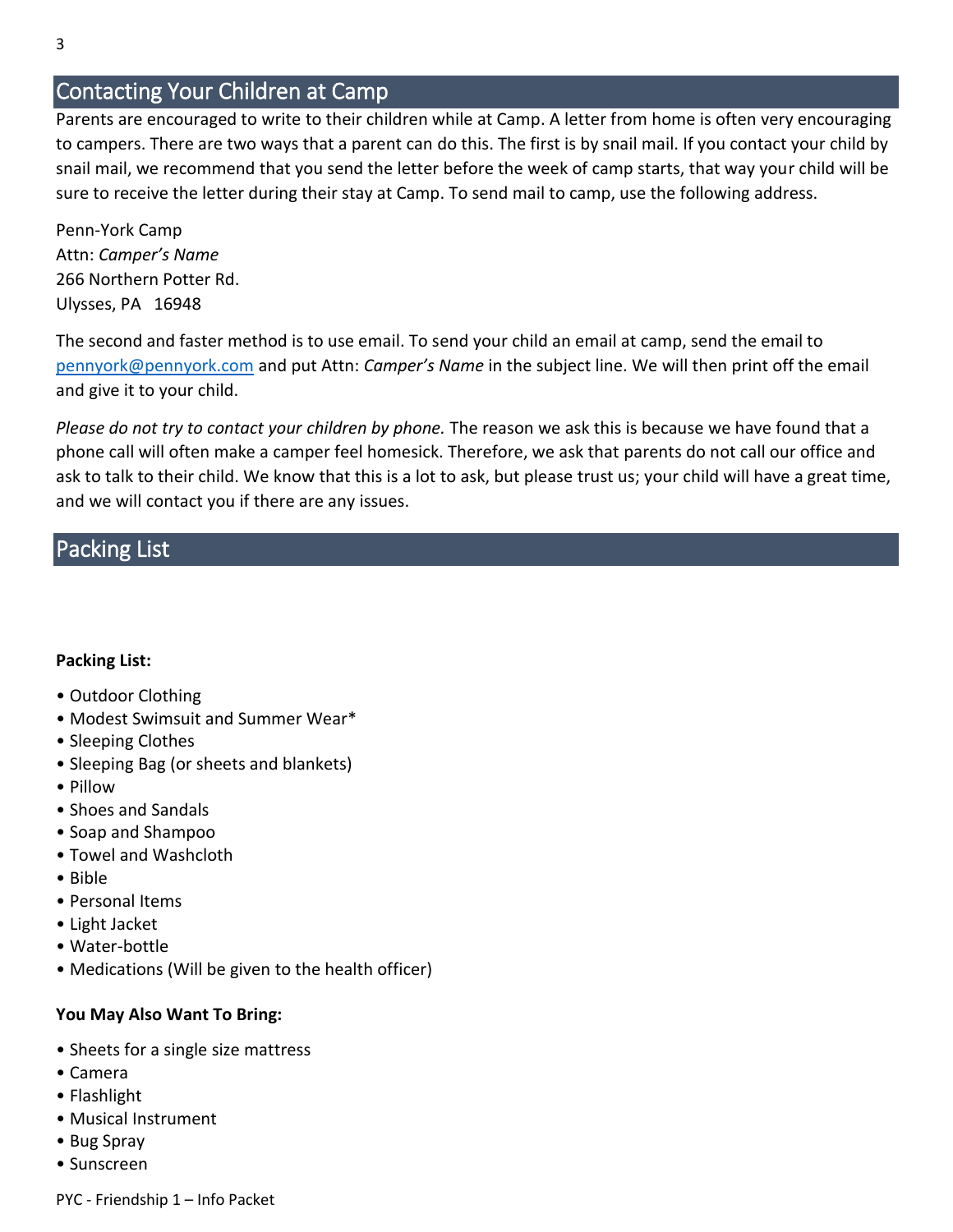## Contacting Your Children at Camp

Parents are encouraged to write to their children while at Camp. A letter from home is often very encouraging to campers. There are two ways that a parent can do this. The first is by snail mail. If you contact your child by snail mail, we recommend that you send the letter before the week of camp starts, that way your child will be sure to receive the letter during their stay at Camp. To send mail to camp, use the following address.

Penn-York Camp
Attn: *Camper's Name*
266 Northern Potter Rd.
Ulysses, PA 16948

The second and faster method is to use email. To send your child an email at camp, send the email to [pennyork@pennyork.com](mailto:pennyork@pennyork.com) and put Attn: *Camper's Name* in the subject line. We will then print off the email and give it to your child.

*Please do not try to contact your children by phone.* The reason we ask this is because we have found that a phone call will often make a camper feel homesick. Therefore, we ask that parents do not call our office and ask to talk to their child. We know that this is a lot to ask, but please trust us; your child will have a great time, and we will contact you if there are any issues.

## Packing List

**Packing List:**

- Outdoor Clothing
- Modest Swimsuit and Summer Wear*
- Sleeping Clothes
- Sleeping Bag (or sheets and blankets)
- Pillow
- Shoes and Sandals
- Soap and Shampoo
- Towel and Washcloth
- Bible
- Personal Items
- Light Jacket
- Water-bottle
- Medications (Will be given to the health officer)

**You May Also Want To Bring:**

- Sheets for a single size mattress
- Camera
- Flashlight
- Musical Instrument
- Bug Spray
- Sunscreen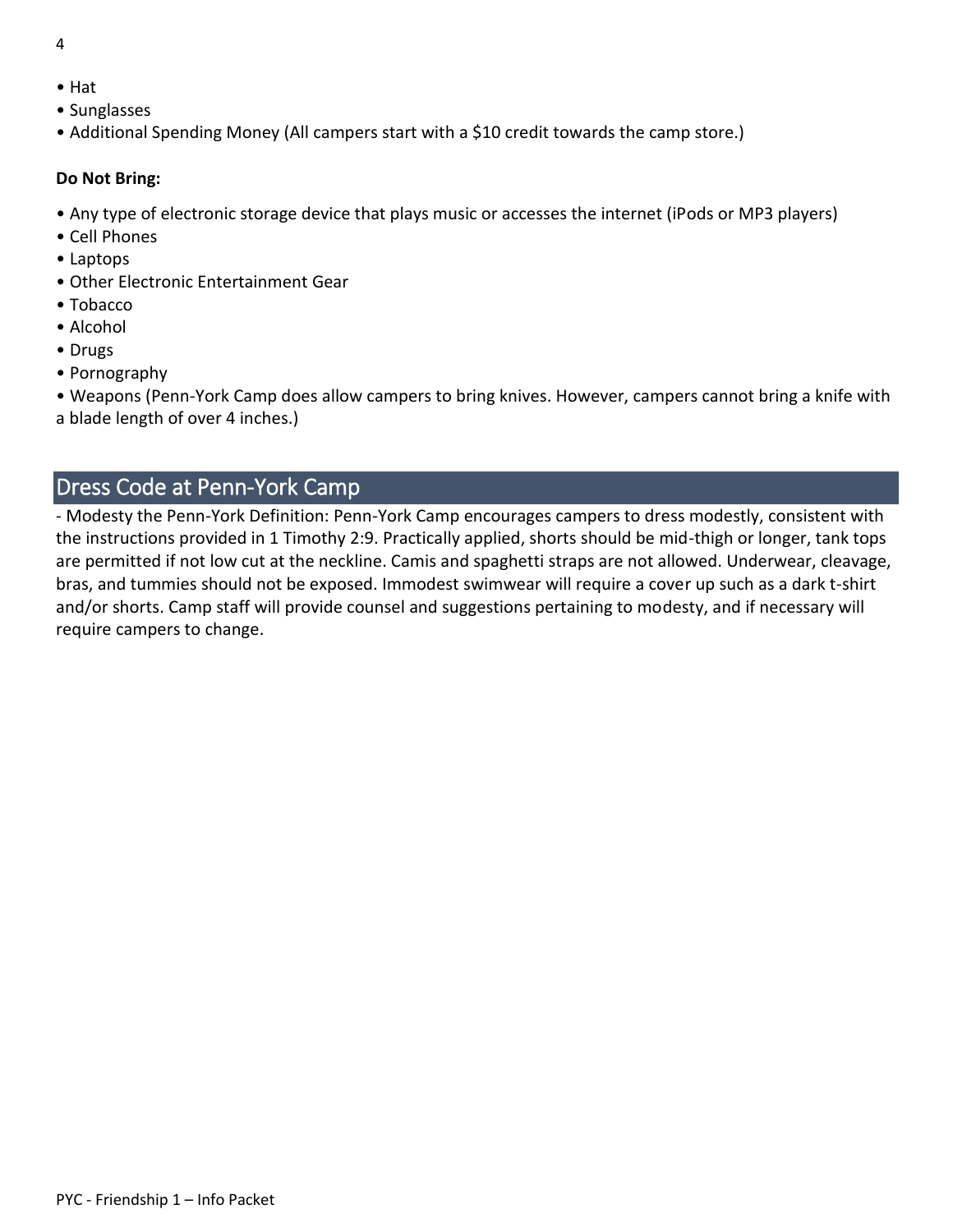- Hat
- Sunglasses
- Additional Spending Money (All campers start with a $10 credit towards the camp store.)

**Do Not Bring:**

- Any type of electronic storage device that plays music or accesses the internet (iPods or MP3 players)
- Cell Phones
- Laptops
- Other Electronic Entertainment Gear
- Tobacco
- Alcohol
- Drugs
- Pornography
- Weapons (Penn-York Camp does allow campers to bring knives. However, campers cannot bring a knife with a blade length of over 4 inches.)

## Dress Code at Penn-York Camp

- Modesty the Penn-York Definition: Penn-York Camp encourages campers to dress modestly, consistent with the instructions provided in 1 Timothy 2:9. Practically applied, shorts should be mid-thigh or longer, tank tops are permitted if not low cut at the neckline. Camis and spaghetti straps are not allowed. Underwear, cleavage, bras, and tummies should not be exposed. Immodest swimwear will require a cover up such as a dark t-shirt and/or shorts. Camp staff will provide counsel and suggestions pertaining to modesty, and if necessary will require campers to change.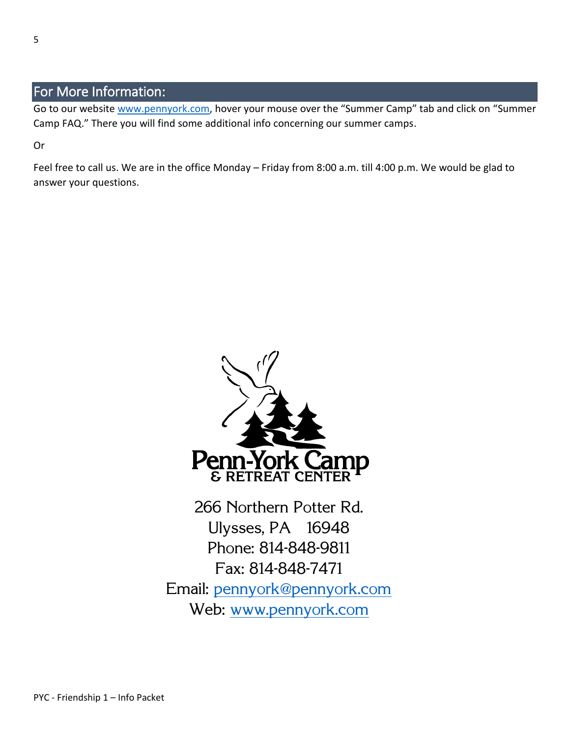## For More Information:

Go to our website www.pennyork.com, hover your mouse over the "Summer Camp" tab and click on "Summer Camp FAQ." There you will find some additional info concerning our summer camps.

Or

Feel free to call us. We are in the office Monday – Friday from 8:00 a.m. till 4:00 p.m. We would be glad to answer your questions.

**Penn-York Camp & RETREAT CENTER**

266 Northern Potter Rd.
Ulysses, PA 16948
Phone: 814-848-9811
Fax: 814-848-7471
Email: pennyork@pennyork.com
Web: www.pennyork.com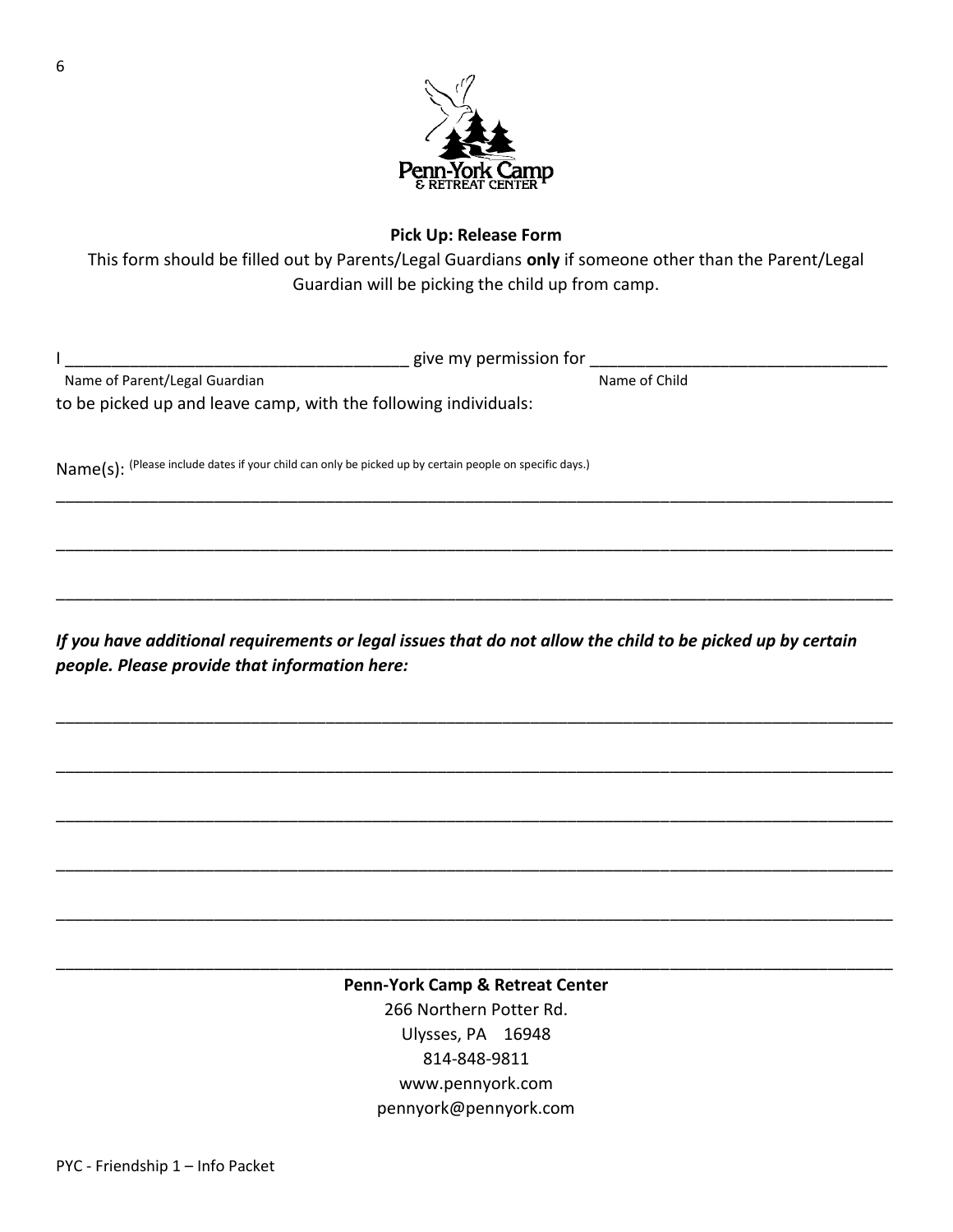**Pick Up: Release Form**

This form should be filled out by Parents/Legal Guardians **only** if someone other than the Parent/Legal Guardian will be picking the child up from camp.

I ____________________________________ give my permission for _______________________________

Name of Parent/Legal Guardian — Name of Child

to be picked up and leave camp, with the following individuals:

Name(s): (Please include dates if your child can only be picked up by certain people on specific days.)

_____________________________________________________________________________________

_____________________________________________________________________________________

_____________________________________________________________________________________

***If you have additional requirements or legal issues that do not allow the child to be picked up by certain people. Please provide that information here:***

_____________________________________________________________________________________

_____________________________________________________________________________________

_____________________________________________________________________________________

_____________________________________________________________________________________

_____________________________________________________________________________________

_____________________________________________________________________________________

**Penn-York Camp & Retreat Center**

266 Northern Potter Rd.

Ulysses, PA 16948

814-848-9811

www.pennyork.com

pennyork@pennyork.com

PYC - Friendship 1 – Info Packet